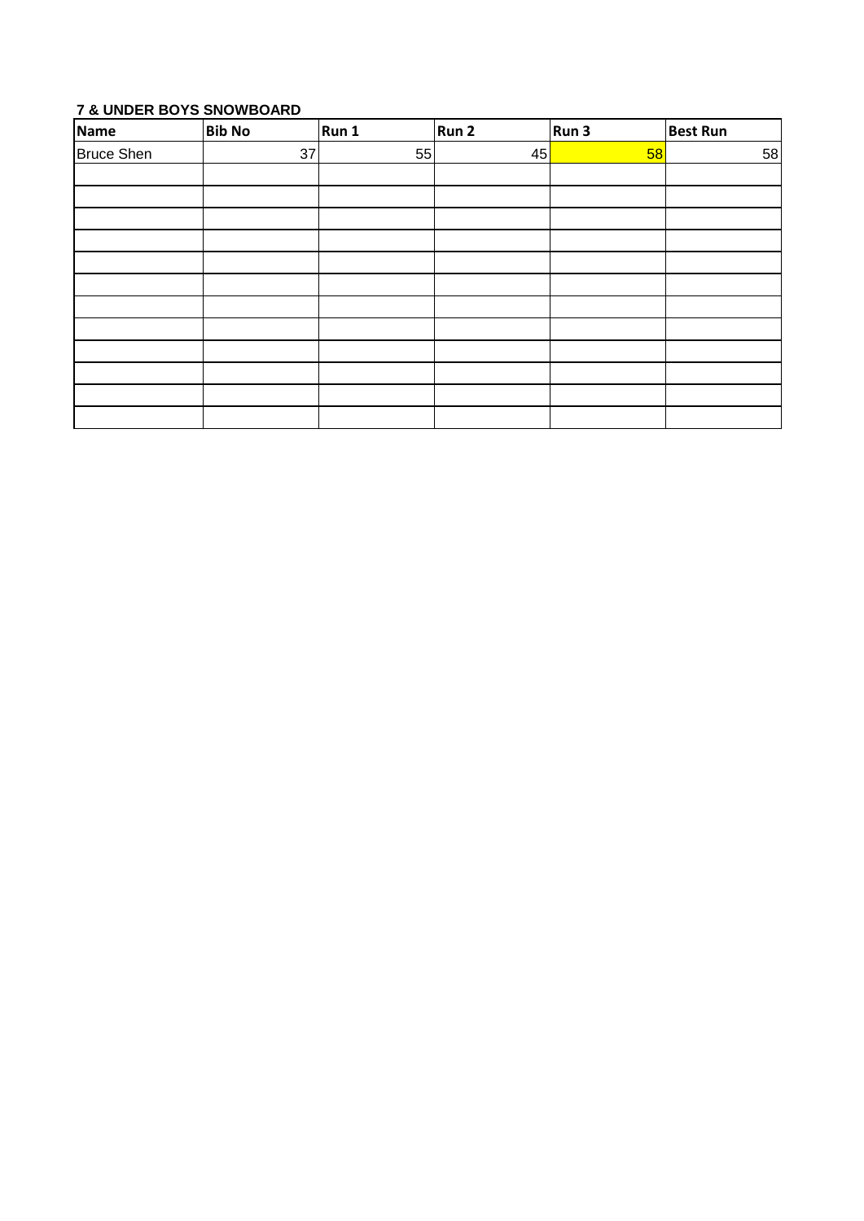**7 & UNDER BOYS SNOWBOARD**

| Name | Bib No | Run 1 | Run 2 | Run 3 | Best Run |
|---|---|---|---|---|---|
| Bruce Shen | 37 | 55 | 45 | 58 | 58 |
| | | | | | |
| | | | | | |
| | | | | | |
| | | | | | |
| | | | | | |
| | | | | | |
| | | | | | |
| | | | | | |
| | | | | | |
| | | | | | |
| | | | | | |
| | | | | | |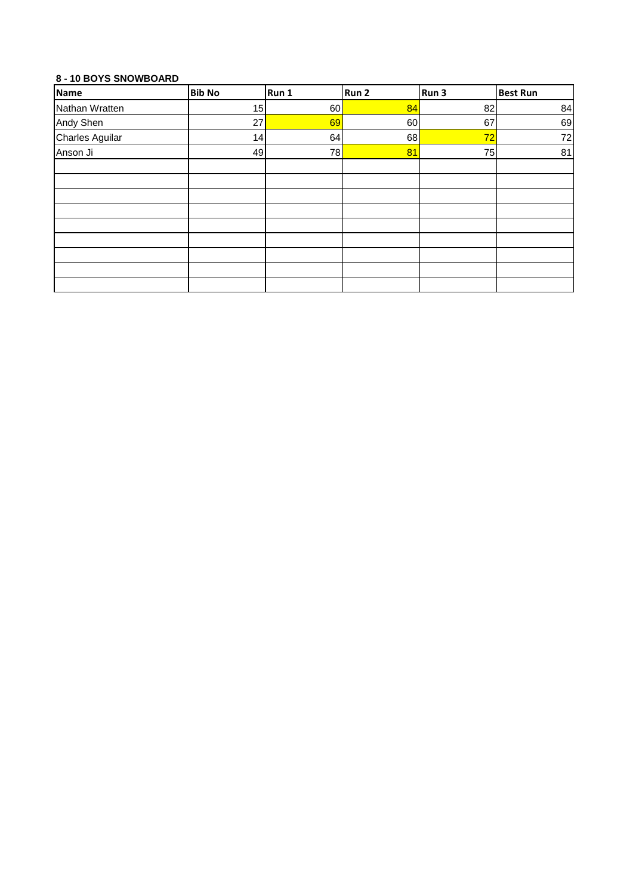**8 - 10 BOYS SNOWBOARD**

| Name | Bib No | Run 1 | Run 2 | Run 3 | Best Run |
|---|---|---|---|---|---|
| Nathan Wratten | 15 | 60 | 84 | 82 | 84 |
| Andy Shen | 27 | 69 | 60 | 67 | 69 |
| Charles Aguilar | 14 | 64 | 68 | 72 | 72 |
| Anson Ji | 49 | 78 | 81 | 75 | 81 |
| | | | | | |
| | | | | | |
| | | | | | |
| | | | | | |
| | | | | | |
| | | | | | |
| | | | | | |
| | | | | | |
| | | | | | |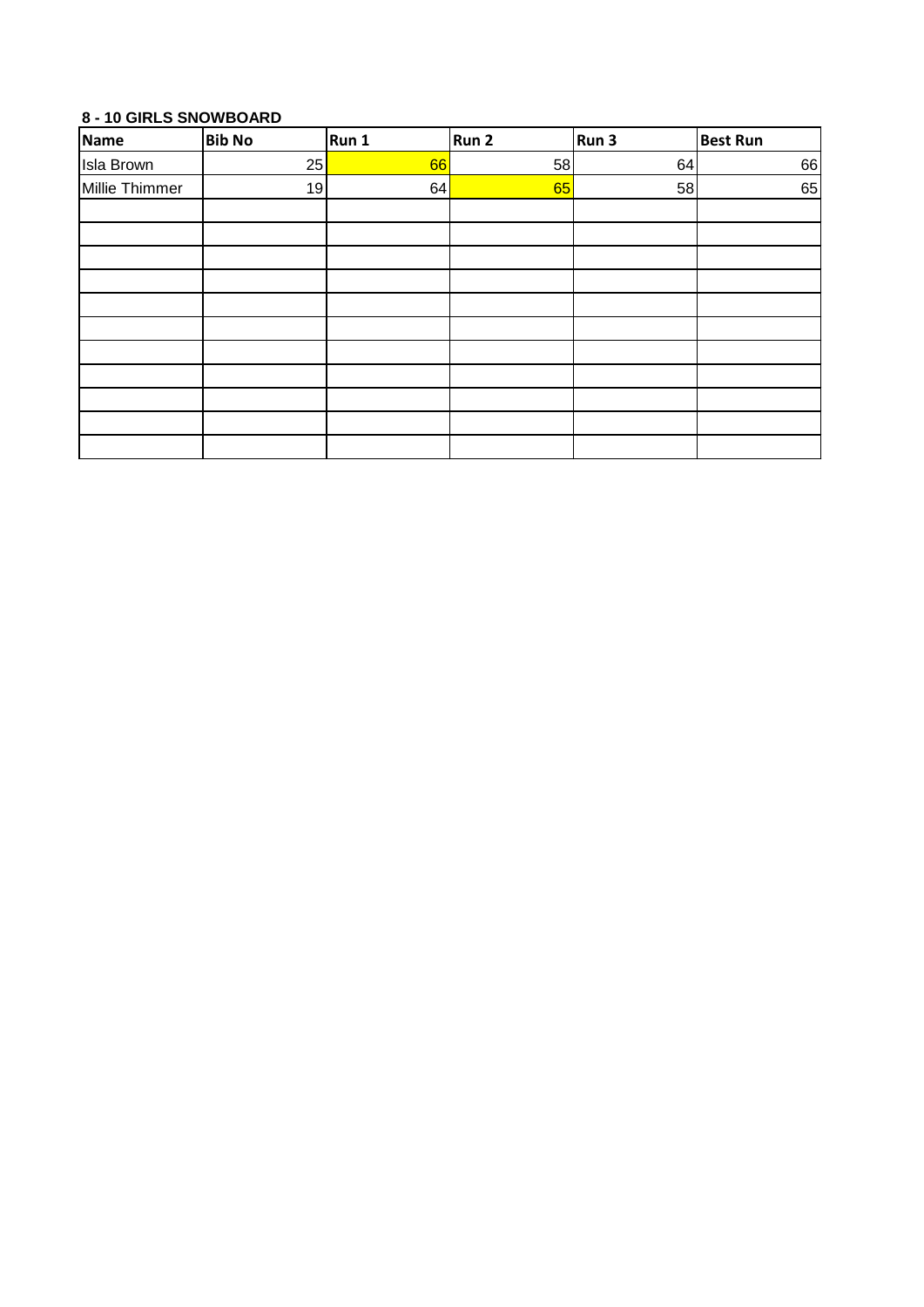**8 - 10 GIRLS SNOWBOARD**

| Name | Bib No | Run 1 | Run 2 | Run 3 | Best Run |
|---|---|---|---|---|---|
| Isla Brown | 25 | 66 | 58 | 64 | 66 |
| Millie Thimmer | 19 | 64 | 65 | 58 | 65 |
| | | | | | |
| | | | | | |
| | | | | | |
| | | | | | |
| | | | | | |
| | | | | | |
| | | | | | |
| | | | | | |
| | | | | | |
| | | | | | |
| | | | | | |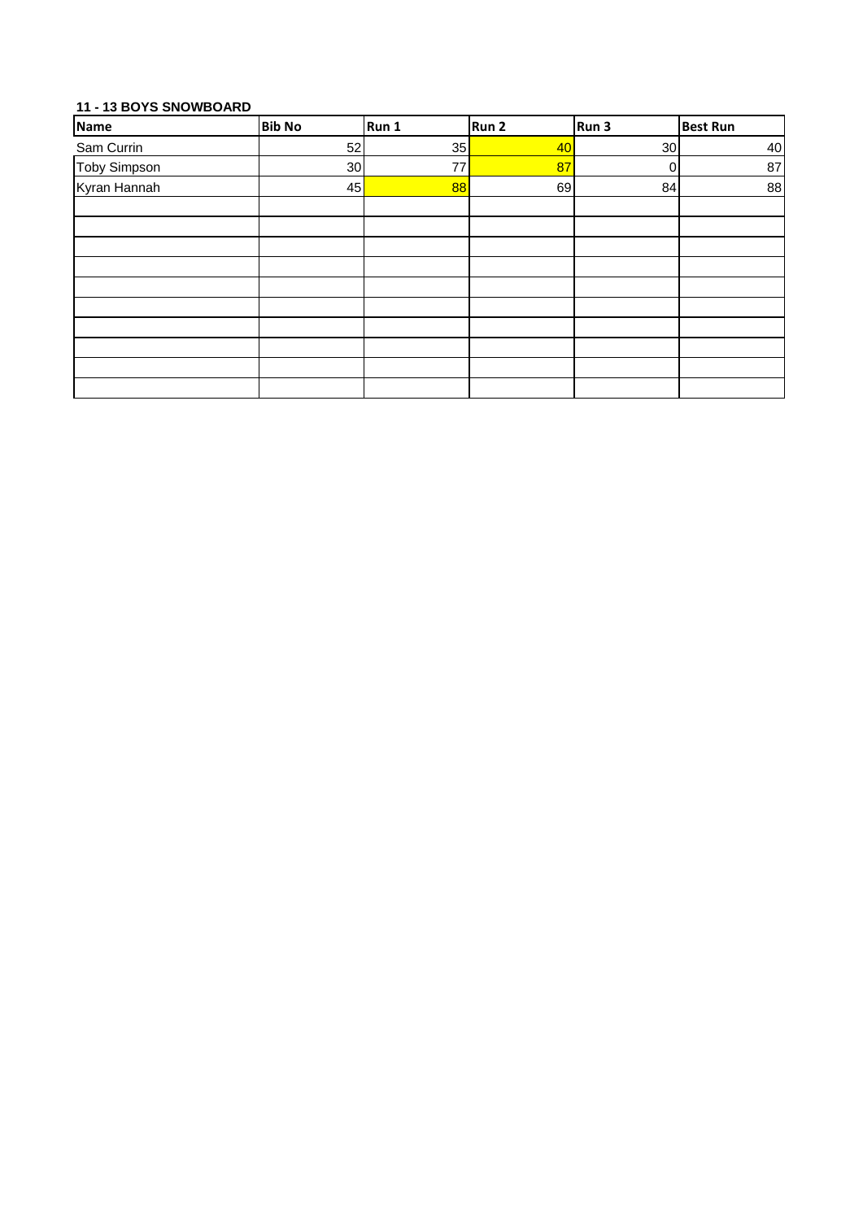**11 - 13 BOYS SNOWBOARD**

| Name | Bib No | Run 1 | Run 2 | Run 3 | Best Run |
|---|---|---|---|---|---|
| Sam Currin | 52 | 35 | 40 | 30 | 40 |
| Toby Simpson | 30 | 77 | 87 | 0 | 87 |
| Kyran Hannah | 45 | 88 | 69 | 84 | 88 |
| | | | | | |
| | | | | | |
| | | | | | |
| | | | | | |
| | | | | | |
| | | | | | |
| | | | | | |
| | | | | | |
| | | | | | |
| | | | | | |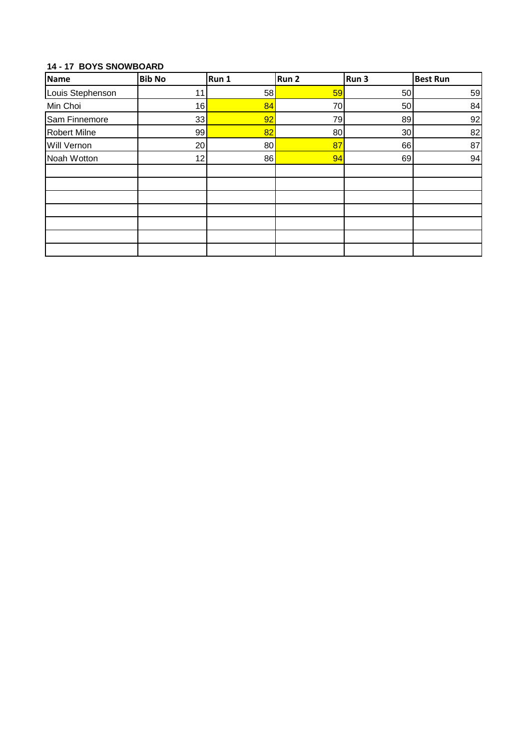**14 - 17 BOYS SNOWBOARD**

| Name | Bib No | Run 1 | Run 2 | Run 3 | Best Run |
|---|---|---|---|---|---|
| Louis Stephenson | 11 | 58 | 59 | 50 | 59 |
| Min Choi | 16 | 84 | 70 | 50 | 84 |
| Sam Finnemore | 33 | 92 | 79 | 89 | 92 |
| Robert Milne | 99 | 82 | 80 | 30 | 82 |
| Will Vernon | 20 | 80 | 87 | 66 | 87 |
| Noah Wotton | 12 | 86 | 94 | 69 | 94 |
| | | | | | |
| | | | | | |
| | | | | | |
| | | | | | |
| | | | | | |
| | | | | | |
| | | | | | |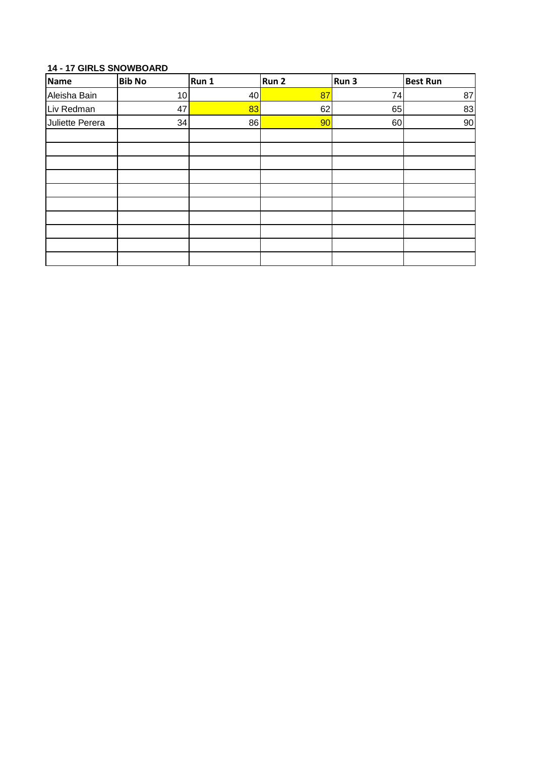**14 - 17 GIRLS SNOWBOARD**

| Name | Bib No | Run 1 | Run 2 | Run 3 | Best Run |
|---|---|---|---|---|---|
| Aleisha Bain | 10 | 40 | 87 | 74 | 87 |
| Liv Redman | 47 | 83 | 62 | 65 | 83 |
| Juliette Perera | 34 | 86 | 90 | 60 | 90 |
| | | | | | |
| | | | | | |
| | | | | | |
| | | | | | |
| | | | | | |
| | | | | | |
| | | | | | |
| | | | | | |
| | | | | | |
| | | | | | |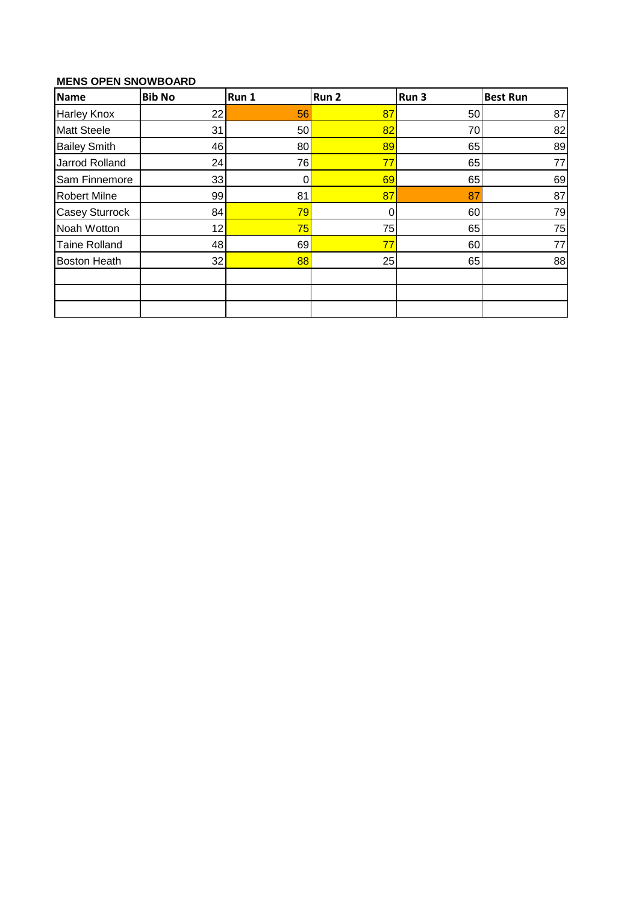**MENS OPEN SNOWBOARD**

| Name | Bib No | Run 1 | Run 2 | Run 3 | Best Run |
|---|---|---|---|---|---|
| Harley Knox | 22 | 56 | 87 | 50 | 87 |
| Matt Steele | 31 | 50 | 82 | 70 | 82 |
| Bailey Smith | 46 | 80 | 89 | 65 | 89 |
| Jarrod Rolland | 24 | 76 | 77 | 65 | 77 |
| Sam Finnemore | 33 | 0 | 69 | 65 | 69 |
| Robert Milne | 99 | 81 | 87 | 87 | 87 |
| Casey Sturrock | 84 | 79 | 0 | 60 | 79 |
| Noah Wotton | 12 | 75 | 75 | 65 | 75 |
| Taine Rolland | 48 | 69 | 77 | 60 | 77 |
| Boston Heath | 32 | 88 | 25 | 65 | 88 |
| | | | | | |
| | | | | | |
| | | | | | |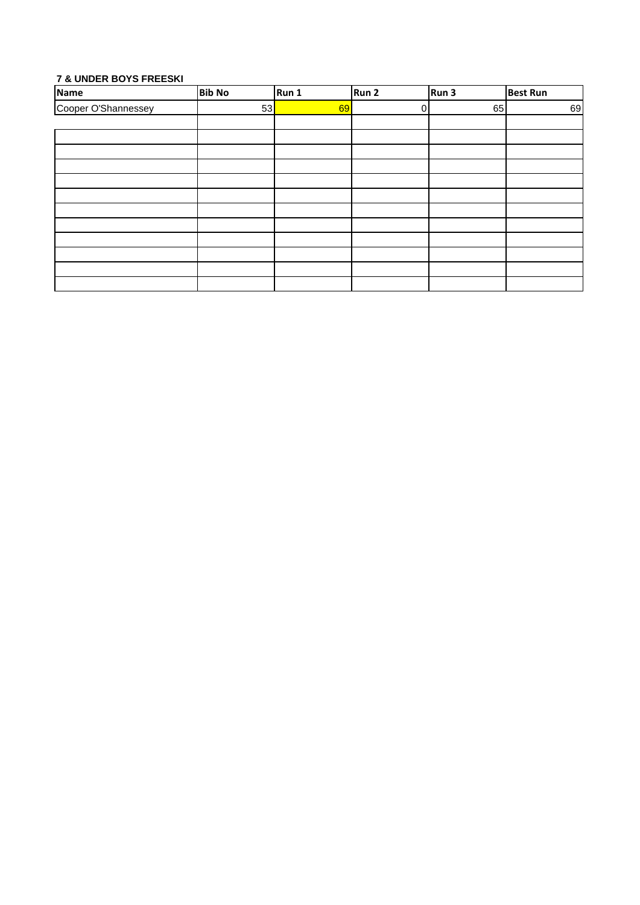**7 & UNDER BOYS FREESKI**

| Name | Bib No | Run 1 | Run 2 | Run 3 | Best Run |
|---|---|---|---|---|---|
| Cooper O'Shannessey | 53 | 69 | 0 | 65 | 69 |
| | | | | | |
| | | | | | |
| | | | | | |
| | | | | | |
| | | | | | |
| | | | | | |
| | | | | | |
| | | | | | |
| | | | | | |
| | | | | | |
| | | | | | |
| | | | | | |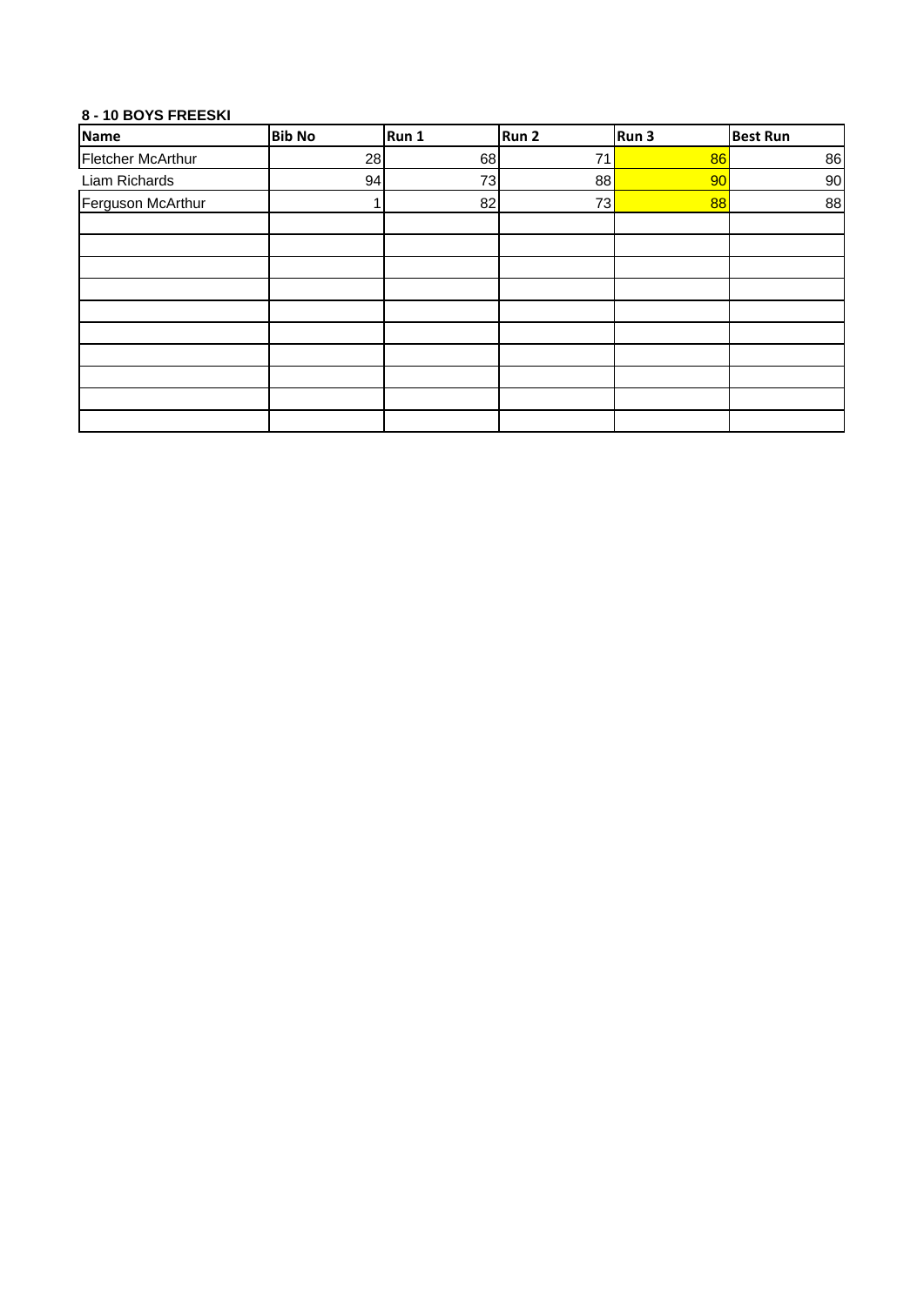**8 - 10 BOYS FREESKI**

| Name | Bib No | Run 1 | Run 2 | Run 3 | Best Run |
|---|---|---|---|---|---|
| Fletcher McArthur | 28 | 68 | 71 | 86 | 86 |
| Liam Richards | 94 | 73 | 88 | 90 | 90 |
| Ferguson McArthur | 1 | 82 | 73 | 88 | 88 |
| | | | | | |
| | | | | | |
| | | | | | |
| | | | | | |
| | | | | | |
| | | | | | |
| | | | | | |
| | | | | | |
| | | | | | |
| | | | | | |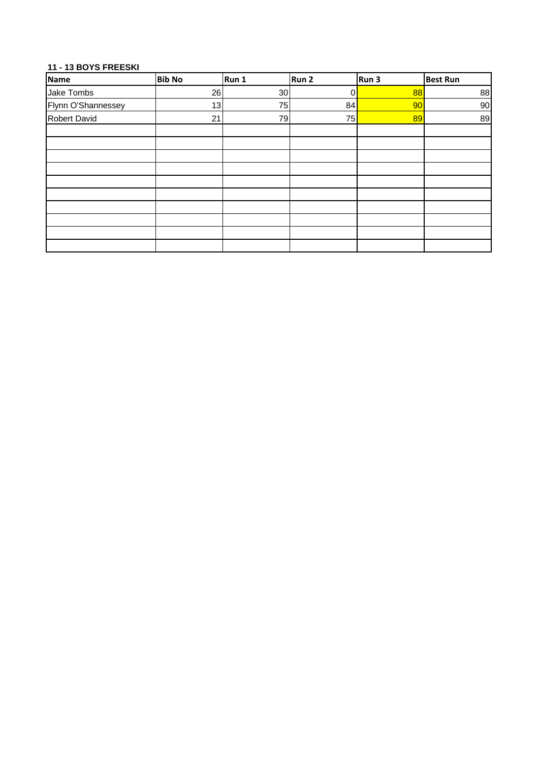**11 - 13 BOYS FREESKI**

| Name | Bib No | Run 1 | Run 2 | Run 3 | Best Run |
|---|---|---|---|---|---|
| Jake Tombs | 26 | 30 | 0 | 88 | 88 |
| Flynn O'Shannessey | 13 | 75 | 84 | 90 | 90 |
| Robert David | 21 | 79 | 75 | 89 | 89 |
| | | | | | |
| | | | | | |
| | | | | | |
| | | | | | |
| | | | | | |
| | | | | | |
| | | | | | |
| | | | | | |
| | | | | | |
| | | | | | |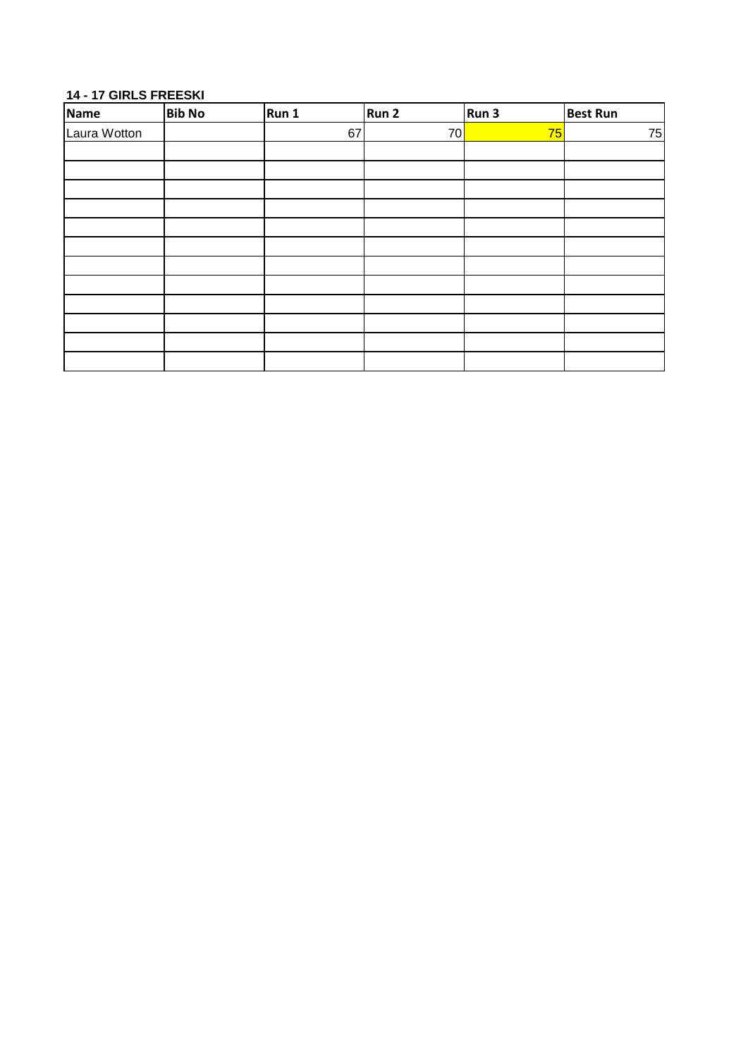**14 - 17 GIRLS FREESKI**

| Name | Bib No | Run 1 | Run 2 | Run 3 | Best Run |
|---|---|---|---|---|---|
| Laura Wotton | | 67 | 70 | 75 | 75 |
| | | | | | |
| | | | | | |
| | | | | | |
| | | | | | |
| | | | | | |
| | | | | | |
| | | | | | |
| | | | | | |
| | | | | | |
| | | | | | |
| | | | | | |
| | | | | | |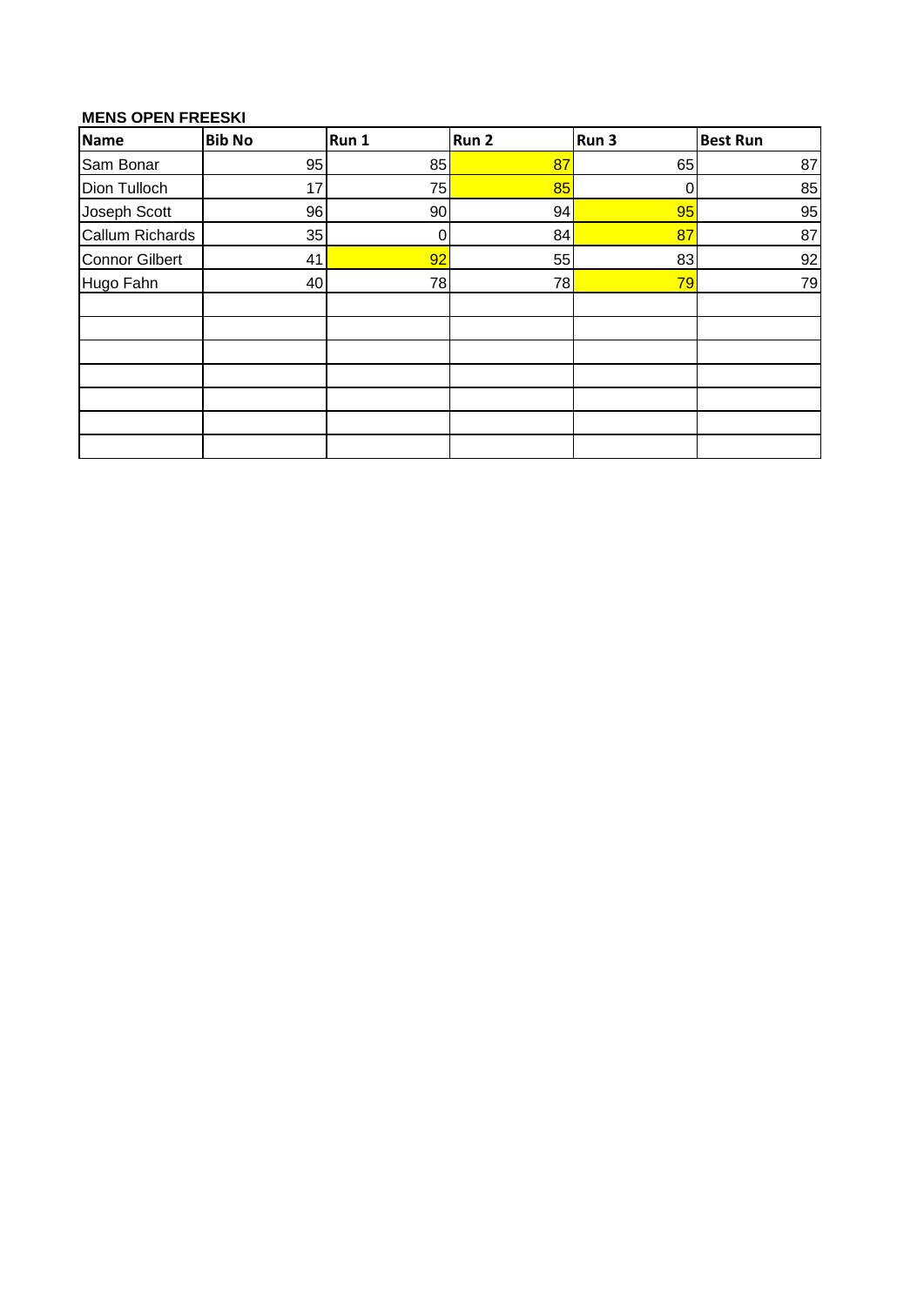**MENS OPEN FREESKI**

| Name | Bib No | Run 1 | Run 2 | Run 3 | Best Run |
|---|---|---|---|---|---|
| Sam Bonar | 95 | 85 | 87 | 65 | 87 |
| Dion Tulloch | 17 | 75 | 85 | 0 | 85 |
| Joseph Scott | 96 | 90 | 94 | 95 | 95 |
| Callum Richards | 35 | 0 | 84 | 87 | 87 |
| Connor Gilbert | 41 | 92 | 55 | 83 | 92 |
| Hugo Fahn | 40 | 78 | 78 | 79 | 79 |
| | | | | | |
| | | | | | |
| | | | | | |
| | | | | | |
| | | | | | |
| | | | | | |
| | | | | | |